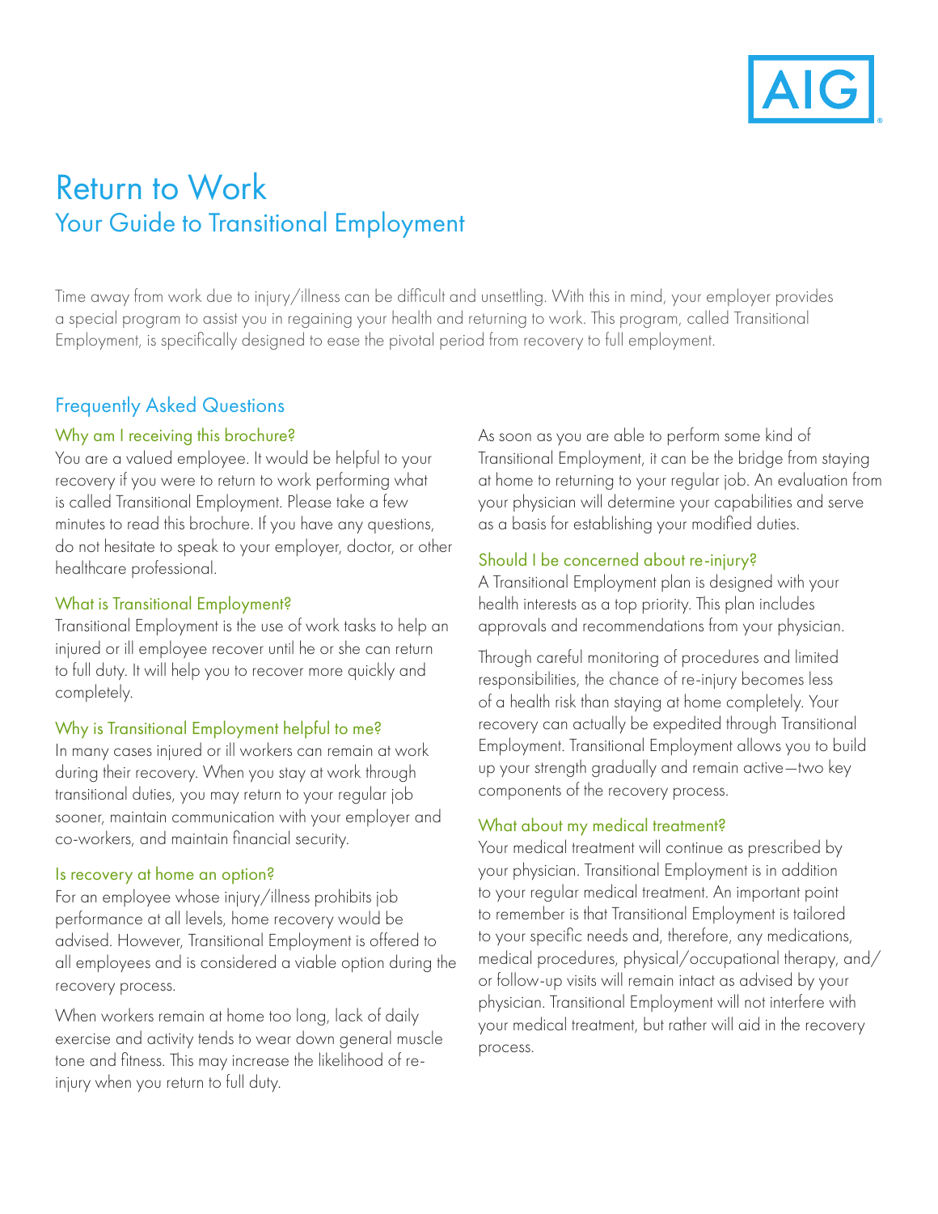# Return to Work

## Your Guide to Transitional Employment

Time away from work due to injury/illness can be difficult and unsettling. With this in mind, your employer provides a special program to assist you in regaining your health and returning to work. This program, called Transitional Employment, is specifically designed to ease the pivotal period from recovery to full employment.

## Frequently Asked Questions

### Why am I receiving this brochure?

You are a valued employee. It would be helpful to your recovery if you were to return to work performing what is called Transitional Employment. Please take a few minutes to read this brochure. If you have any questions, do not hesitate to speak to your employer, doctor, or other healthcare professional.

### What is Transitional Employment?

Transitional Employment is the use of work tasks to help an injured or ill employee recover until he or she can return to full duty. It will help you to recover more quickly and completely.

### Why is Transitional Employment helpful to me?

In many cases injured or ill workers can remain at work during their recovery. When you stay at work through transitional duties, you may return to your regular job sooner, maintain communication with your employer and co-workers, and maintain financial security.

### Is recovery at home an option?

For an employee whose injury/illness prohibits job performance at all levels, home recovery would be advised. However, Transitional Employment is offered to all employees and is considered a viable option during the recovery process.

When workers remain at home too long, lack of daily exercise and activity tends to wear down general muscle tone and fitness. This may increase the likelihood of re-injury when you return to full duty.

As soon as you are able to perform some kind of Transitional Employment, it can be the bridge from staying at home to returning to your regular job. An evaluation from your physician will determine your capabilities and serve as a basis for establishing your modified duties.

### Should I be concerned about re-injury?

A Transitional Employment plan is designed with your health interests as a top priority. This plan includes approvals and recommendations from your physician.

Through careful monitoring of procedures and limited responsibilities, the chance of re-injury becomes less of a health risk than staying at home completely. Your recovery can actually be expedited through Transitional Employment. Transitional Employment allows you to build up your strength gradually and remain active—two key components of the recovery process.

### What about my medical treatment?

Your medical treatment will continue as prescribed by your physician. Transitional Employment is in addition to your regular medical treatment. An important point to remember is that Transitional Employment is tailored to your specific needs and, therefore, any medications, medical procedures, physical/occupational therapy, and/or follow-up visits will remain intact as advised by your physician. Transitional Employment will not interfere with your medical treatment, but rather will aid in the recovery process.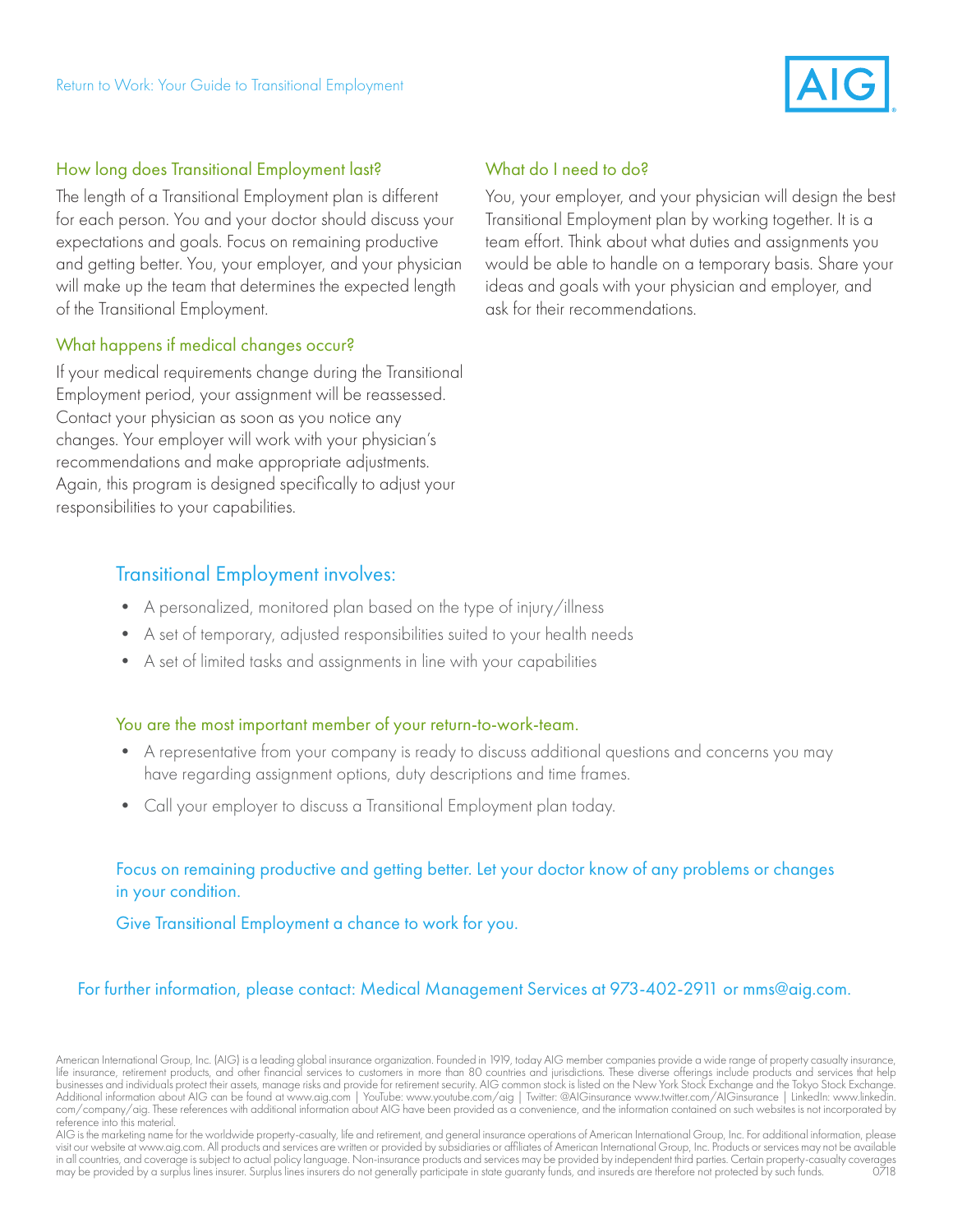## How long does Transitional Employment last?

The length of a Transitional Employment plan is different for each person. You and your doctor should discuss your expectations and goals. Focus on remaining productive and getting better. You, your employer, and your physician will make up the team that determines the expected length of the Transitional Employment.

## What happens if medical changes occur?

If your medical requirements change during the Transitional Employment period, your assignment will be reassessed. Contact your physician as soon as you notice any changes. Your employer will work with your physician's recommendations and make appropriate adjustments. Again, this program is designed specifically to adjust your responsibilities to your capabilities.

## What do I need to do?

You, your employer, and your physician will design the best Transitional Employment plan by working together. It is a team effort. Think about what duties and assignments you would be able to handle on a temporary basis. Share your ideas and goals with your physician and employer, and ask for their recommendations.

## Transitional Employment involves:

- A personalized, monitored plan based on the type of injury/illness
- A set of temporary, adjusted responsibilities suited to your health needs
- A set of limited tasks and assignments in line with your capabilities

## You are the most important member of your return-to-work-team.

- A representative from your company is ready to discuss additional questions and concerns you may have regarding assignment options, duty descriptions and time frames.
- Call your employer to discuss a Transitional Employment plan today.

Focus on remaining productive and getting better. Let your doctor know of any problems or changes in your condition.

Give Transitional Employment a chance to work for you.

For further information, please contact: Medical Management Services at 973-402-2911 or mms@aig.com.

American International Group, Inc. (AIG) is a leading global insurance organization. Founded in 1919, today AIG member companies provide a wide range of property casualty insurance, life insurance, retirement products, and other financial services to customers in more than 80 countries and jurisdictions. These diverse offerings include products and services that help businesses and individuals protect their assets, manage risks and provide for retirement security. AIG common stock is listed on the New York Stock Exchange and the Tokyo Stock Exchange. Additional information about AIG can be found at www.aig.com | YouTube: www.youtube.com/aig | Twitter: @AIGinsurance www.twitter.com/AIGinsurance | LinkedIn: www.linkedin.com/company/aig. These references with additional information about AIG have been provided as a convenience, and the information contained on such websites is not incorporated by reference into this material.

AIG is the marketing name for the worldwide property-casualty, life and retirement, and general insurance operations of American International Group, Inc. For additional information, please visit our website at www.aig.com. All products and services are written or provided by subsidiaries or affiliates of American International Group, Inc. Products or services may not be available in all countries, and coverage is subject to actual policy language. Non-insurance products and services may be provided by independent third parties. Certain property-casualty coverages may be provided by a surplus lines insurer. Surplus lines insurers do not generally participate in state guaranty funds, and insureds are therefore not protected by such funds. 0718